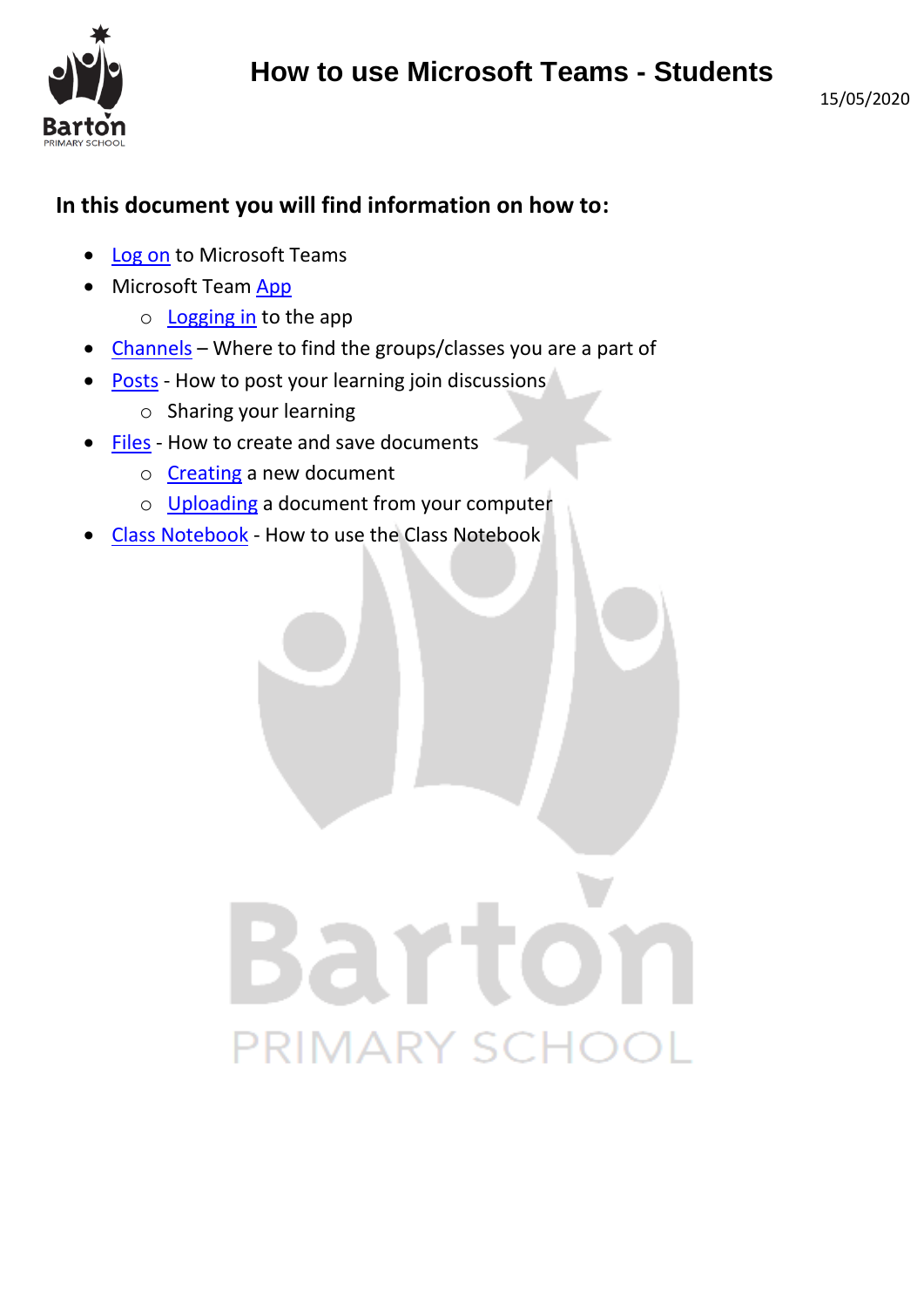# How to use Microsoft Teams - Students

15/05/2020

**In this document you will find information on how to:**

- Log on to Microsoft Teams
- Microsoft Team App
  - Logging in to the app
- Channels – Where to find the groups/classes you are a part of
- Posts - How to post your learning join discussions
  - Sharing your learning
- Files - How to create and save documents
  - Creating a new document
  - Uploading a document from your computer
- Class Notebook - How to use the Class Notebook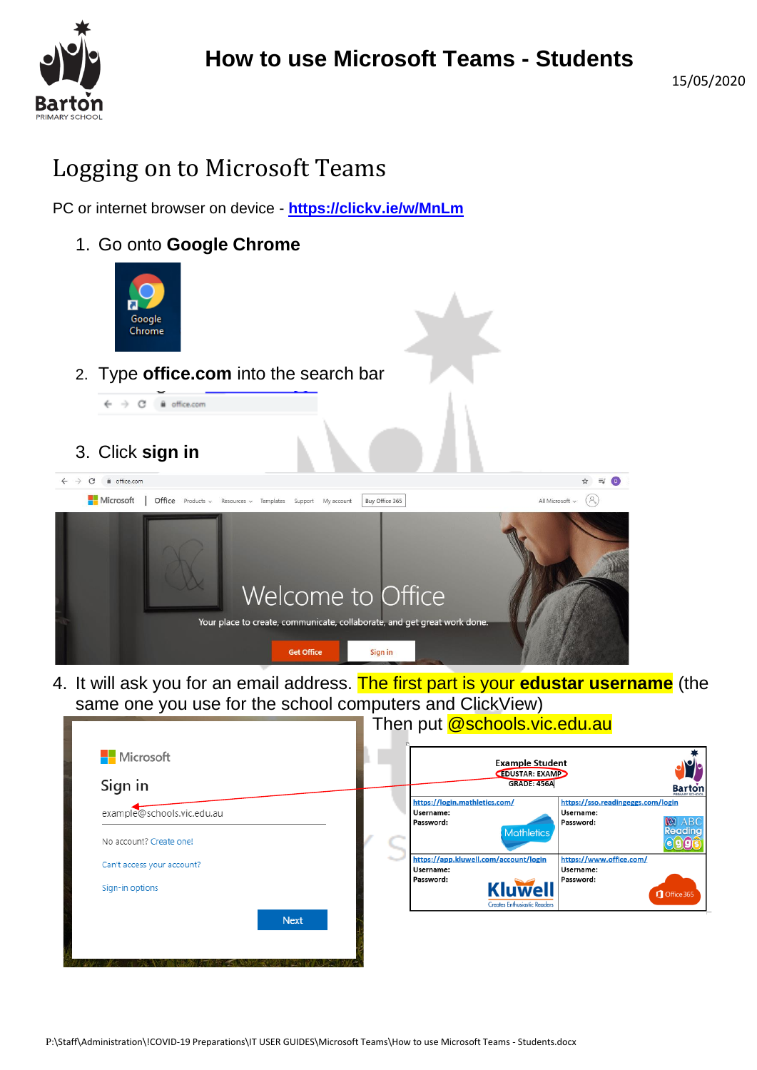# How to use Microsoft Teams - Students

15/05/2020

## Logging on to Microsoft Teams

PC or internet browser on device - **https://clickv.ie/w/MnLm**

1. Go onto **Google Chrome**
2. Type **office.com** into the search bar
3. Click **sign in**
4. It will ask you for an email address. The first part is your **edustar username** (the same one you use for the school computers and ClickView)

Then put @schools.vic.edu.au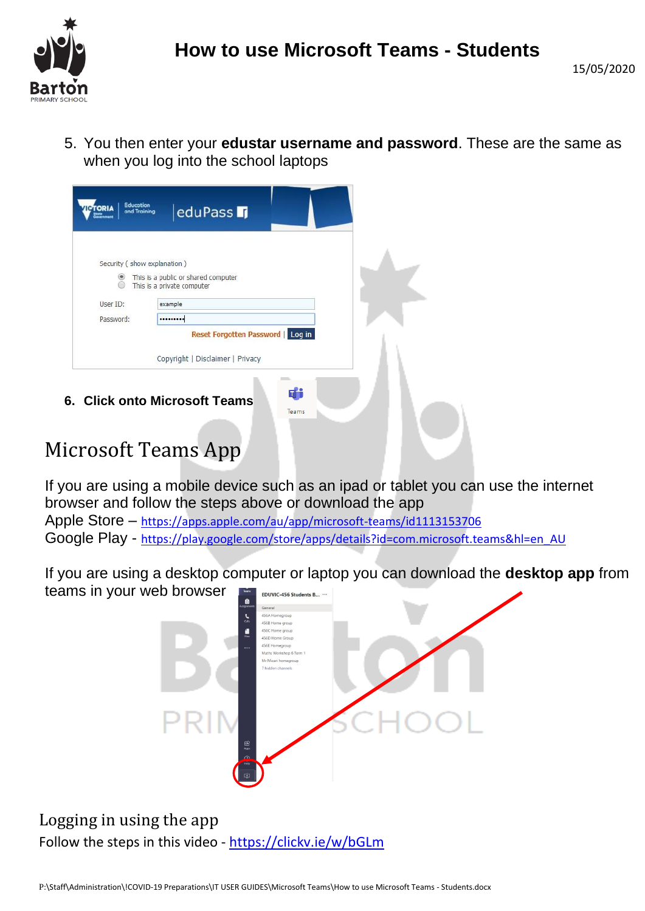# How to use Microsoft Teams - Students

15/05/2020

5. You then enter your **edustar username and password**. These are the same as when you log into the school laptops

6. **Click onto Microsoft Teams**

## Microsoft Teams App

If you are using a mobile device such as an ipad or tablet you can use the internet browser and follow the steps above or download the app

Apple Store – https://apps.apple.com/au/app/microsoft-teams/id1113153706

Google Play - https://play.google.com/store/apps/details?id=com.microsoft.teams&hl=en_AU

If you are using a desktop computer or laptop you can download the **desktop app** from teams in your web browser

## Logging in using the app

Follow the steps in this video - https://clickv.ie/w/bGLm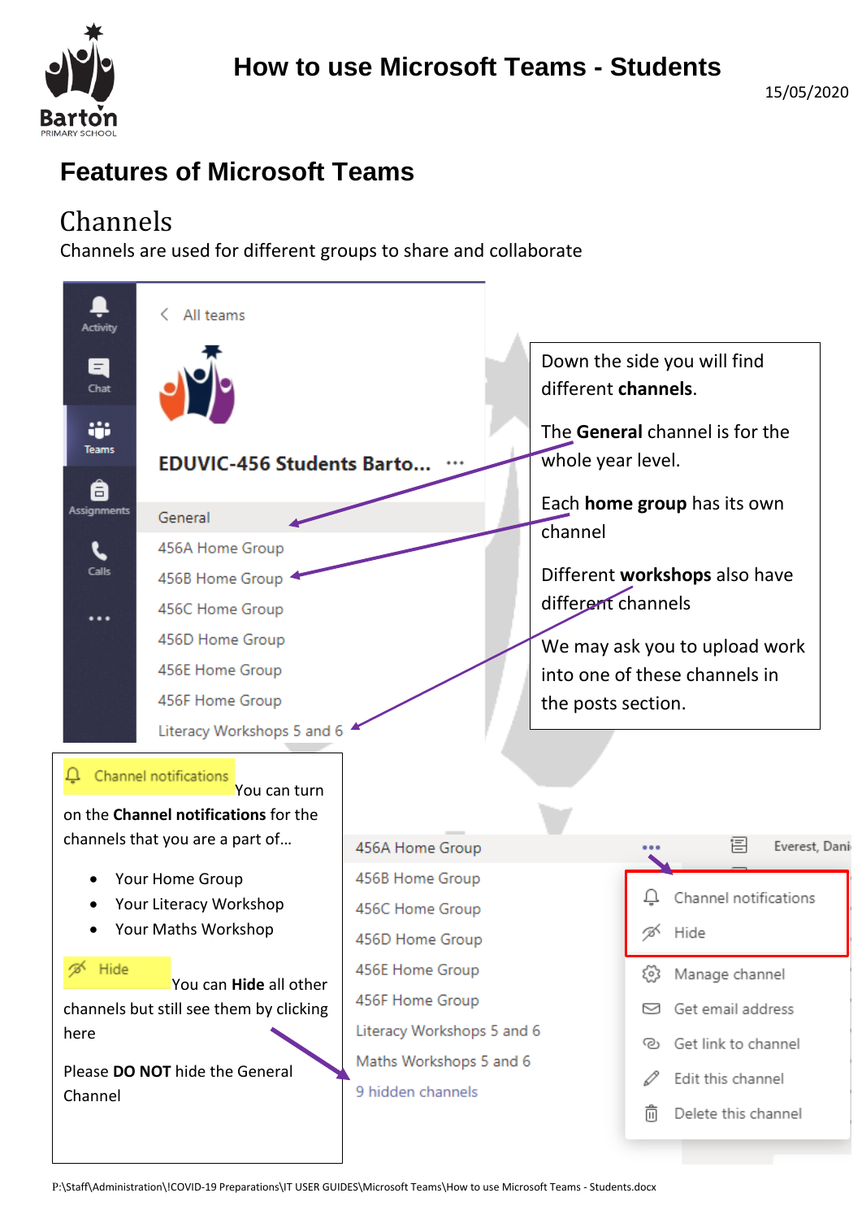# How to use Microsoft Teams - Students

15/05/2020

## Features of Microsoft Teams

### Channels

Channels are used for different groups to share and collaborate

Down the side you will find different **channels**.

The **General** channel is for the whole year level.

Each **home group** has its own channel

Different **workshops** also have different channels

We may ask you to upload work into one of these channels in the posts section.

Channel notifications You can turn on the **Channel notifications** for the channels that you are a part of…

- Your Home Group
- Your Literacy Workshop
- Your Maths Workshop

Hide You can **Hide** all other channels but still see them by clicking here

Please **DO NOT** hide the General Channel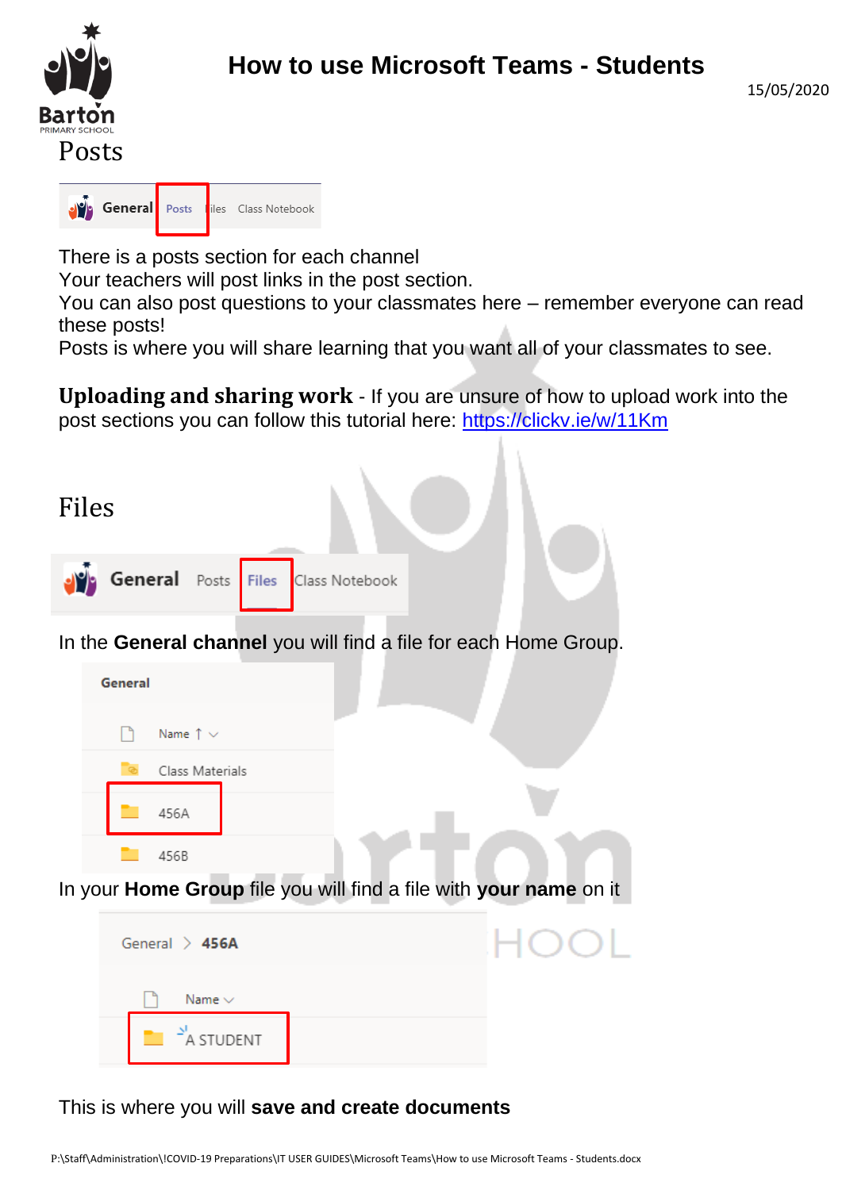# How to use Microsoft Teams - Students

15/05/2020

## Posts

There is a posts section for each channel
Your teachers will post links in the post section.
You can also post questions to your classmates here – remember everyone can read these posts!
Posts is where you will share learning that you want all of your classmates to see.

**Uploading and sharing work** - If you are unsure of how to upload work into the post sections you can follow this tutorial here: https://clickv.ie/w/11Km

## Files

In the **General channel** you will find a file for each Home Group.

In your **Home Group** file you will find a file with **your name** on it

This is where you will **save and create documents**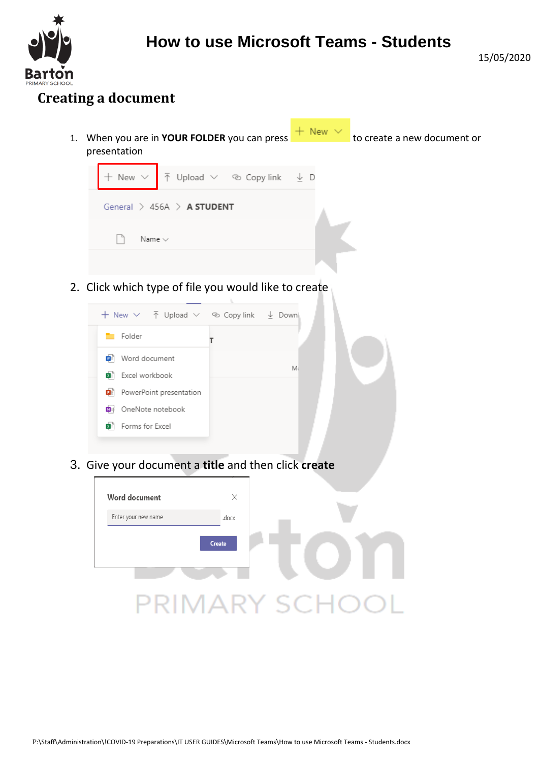## Creating a document

1. When you are in **YOUR FOLDER** you can press + New to create a new document or presentation

2. Click which type of file you would like to create

3. Give your document a **title** and then click **create**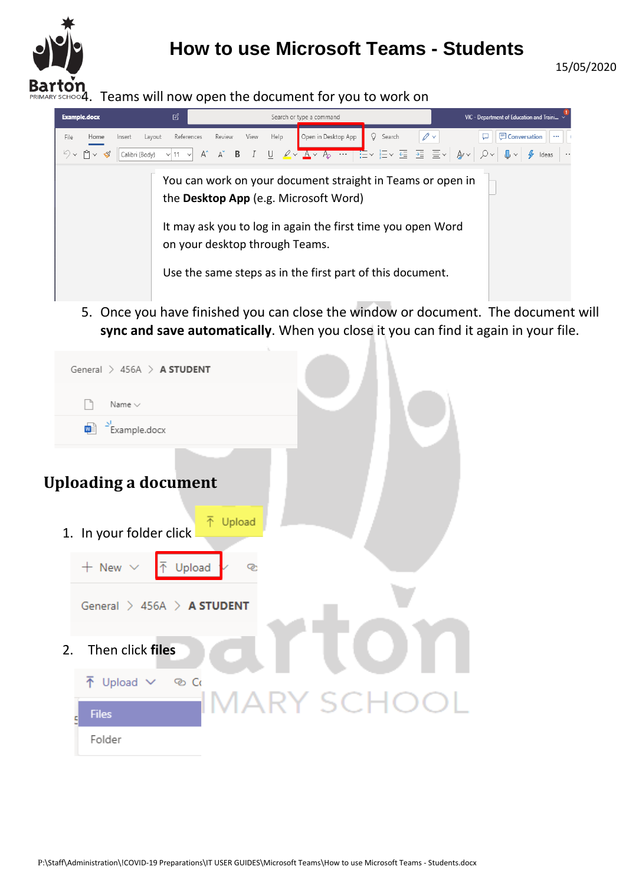4. Teams will now open the document for you to work on

You can work on your document straight in Teams or open in the **Desktop App** (e.g. Microsoft Word)

It may ask you to log in again the first time you open Word on your desktop through Teams.

Use the same steps as in the first part of this document.

5. Once you have finished you can close the window or document. The document will **sync and save automatically**. When you close it you can find it again in your file.

## Uploading a document

1. In your folder click Upload

2. Then click **files**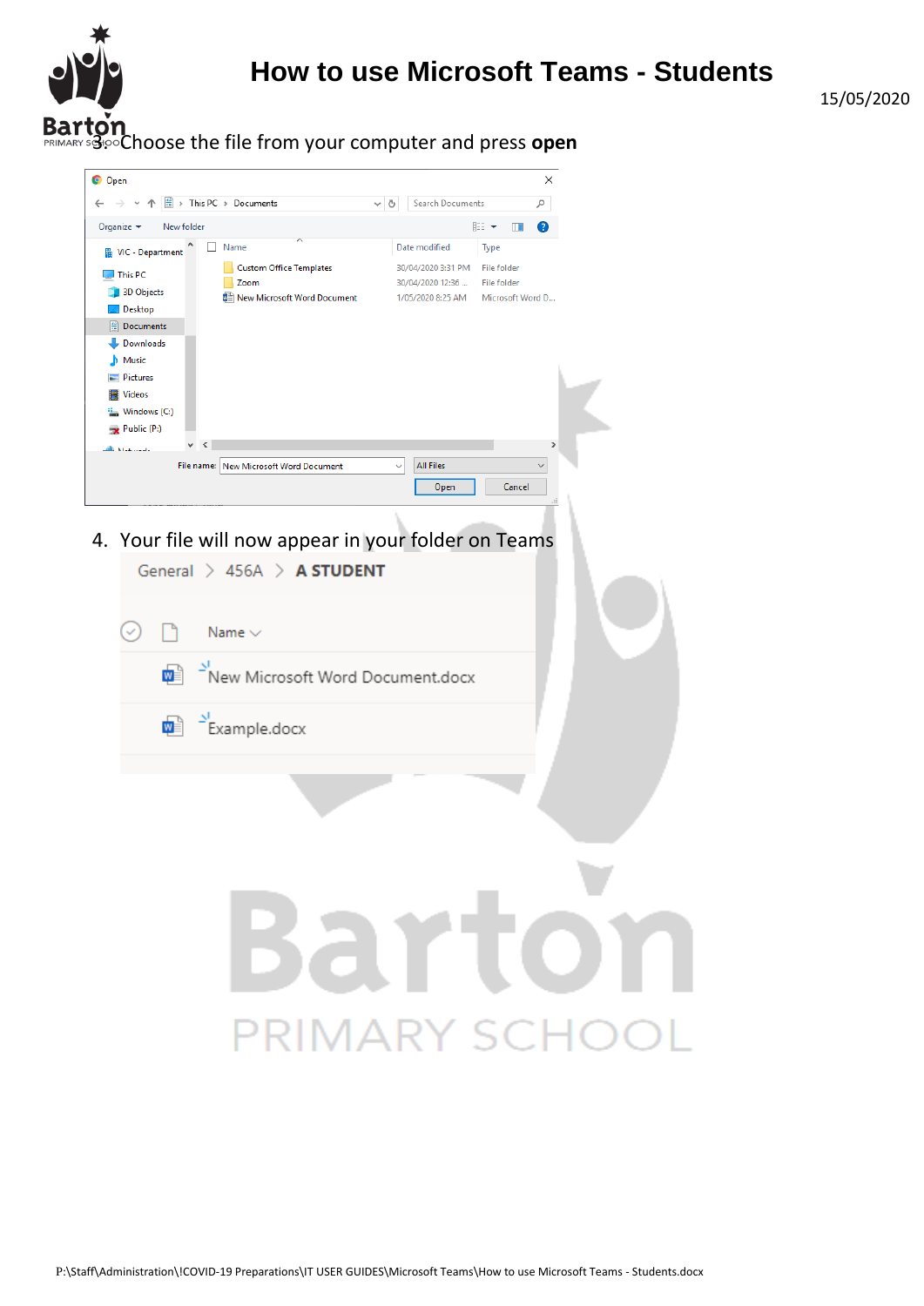3. Choose the file from your computer and press **open**

4. Your file will now appear in your folder on Teams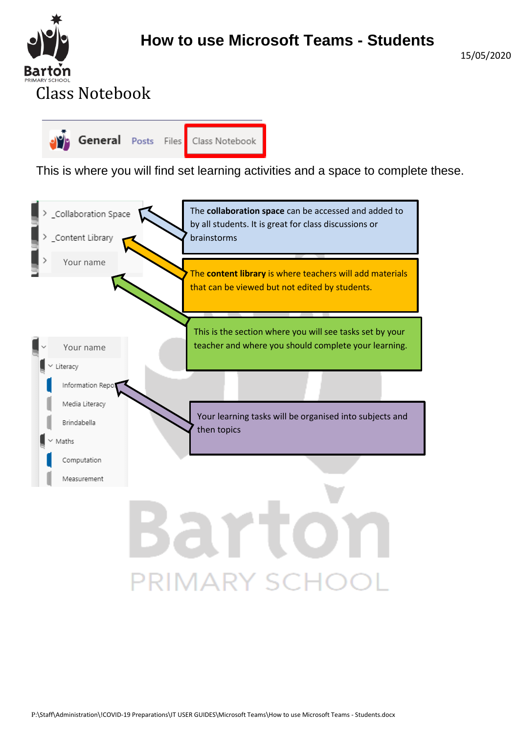# Class Notebook

General Posts Files Class Notebook

This is where you will find set learning activities and a space to complete these.

_Collaboration Space
_Content Library
Your name

The **collaboration space** can be accessed and added to by all students. It is great for class discussions or brainstorms

The **content library** is where teachers will add materials that can be viewed but not edited by students.

This is the section where you will see tasks set by your teacher and where you should complete your learning.

Your name
Literacy
Information Repo
Media Literacy
Brindabella
Maths
Computation
Measurement

Your learning tasks will be organised into subjects and then topics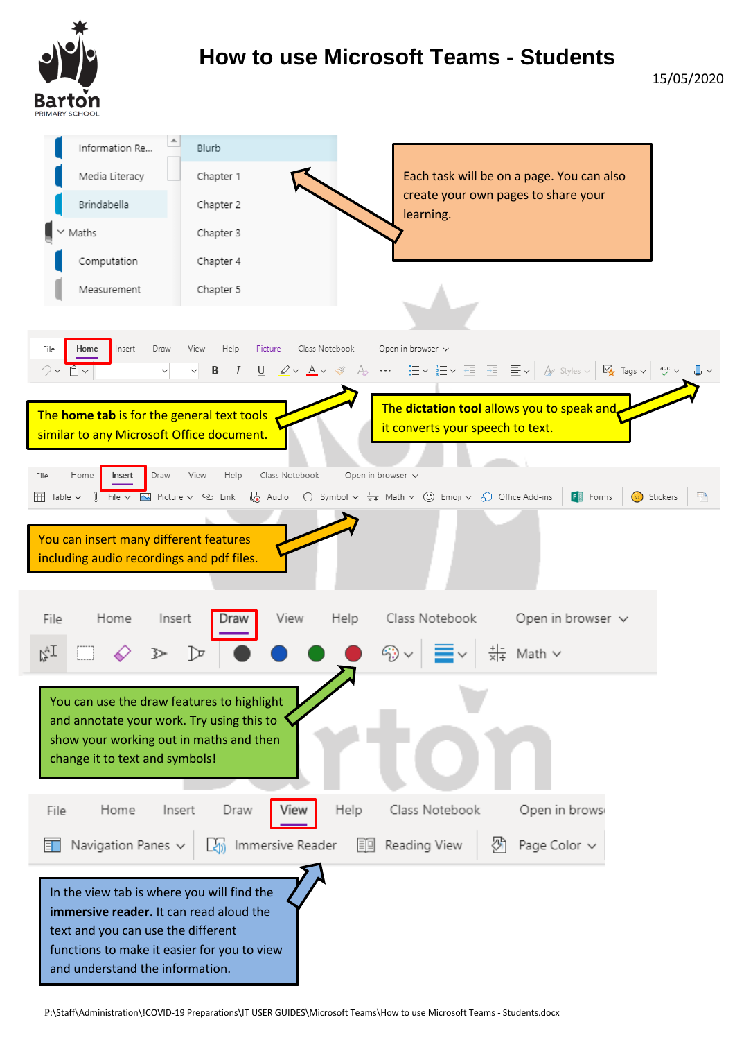# How to use Microsoft Teams - Students

15/05/2020

Each task will be on a page. You can also create your own pages to share your learning.

The **home tab** is for the general text tools similar to any Microsoft Office document.

The **dictation tool** allows you to speak and it converts your speech to text.

You can insert many different features including audio recordings and pdf files.

You can use the draw features to highlight and annotate your work. Try using this to show your working out in maths and then change it to text and symbols!

In the view tab is where you will find the **immersive reader.** It can read aloud the text and you can use the different functions to make it easier for you to view and understand the information.

P:\Staff\Administration\!COVID-19 Preparations\IT USER GUIDES\Microsoft Teams\How to use Microsoft Teams - Students.docx